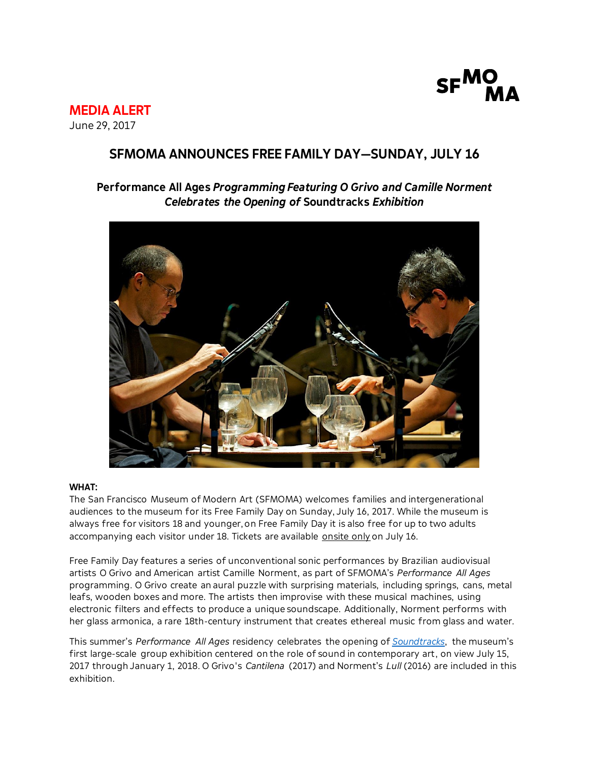SFMOMA

**MEDIA ALERT**
June 29, 2017

## SFMOMA ANNOUNCES FREE FAMILY DAY—SUNDAY, JULY 16

### Performance All Ages *Programming Featuring O Grivo and Camille Norment Celebrates the Opening of* Soundtracks *Exhibition*

**WHAT:**
The San Francisco Museum of Modern Art (SFMOMA) welcomes families and intergenerational audiences to the museum for its Free Family Day on Sunday, July 16, 2017. While the museum is always free for visitors 18 and younger, on Free Family Day it is also free for up to two adults accompanying each visitor under 18. Tickets are available onsite only on July 16.

Free Family Day features a series of unconventional sonic performances by Brazilian audiovisual artists O Grivo and American artist Camille Norment, as part of SFMOMA's *Performance All Ages* programming. O Grivo create an aural puzzle with surprising materials, including springs, cans, metal leafs, wooden boxes and more. The artists then improvise with these musical machines, using electronic filters and effects to produce a unique soundscape. Additionally, Norment performs with her glass armonica, a rare 18th-century instrument that creates ethereal music from glass and water.

This summer's *Performance All Ages* residency celebrates the opening of *Soundtracks*, the museum's first large-scale group exhibition centered on the role of sound in contemporary art, on view July 15, 2017 through January 1, 2018. O Grivo's *Cantilena* (2017) and Norment's *Lull* (2016) are included in this exhibition.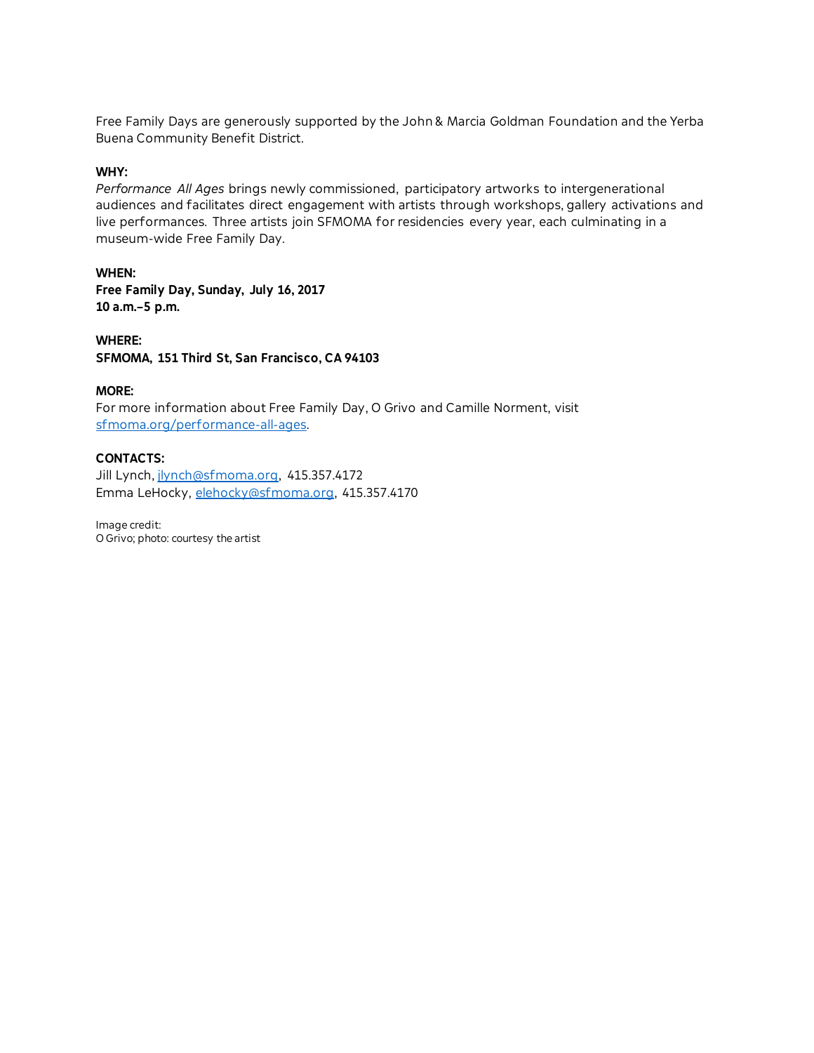Free Family Days are generously supported by the John & Marcia Goldman Foundation and the Yerba Buena Community Benefit District.

**WHY:**
*Performance All Ages* brings newly commissioned, participatory artworks to intergenerational audiences and facilitates direct engagement with artists through workshops, gallery activations and live performances. Three artists join SFMOMA for residencies every year, each culminating in a museum-wide Free Family Day.

**WHEN:**
**Free Family Day, Sunday, July 16, 2017**
**10 a.m.–5 p.m.**

**WHERE:**
**SFMOMA, 151 Third St, San Francisco, CA 94103**

**MORE:**
For more information about Free Family Day, O Grivo and Camille Norment, visit sfmoma.org/performance-all-ages.

**CONTACTS:**
Jill Lynch, jlynch@sfmoma.org, 415.357.4172
Emma LeHocky, elehocky@sfmoma.org, 415.357.4170

Image credit:
O Grivo; photo: courtesy the artist